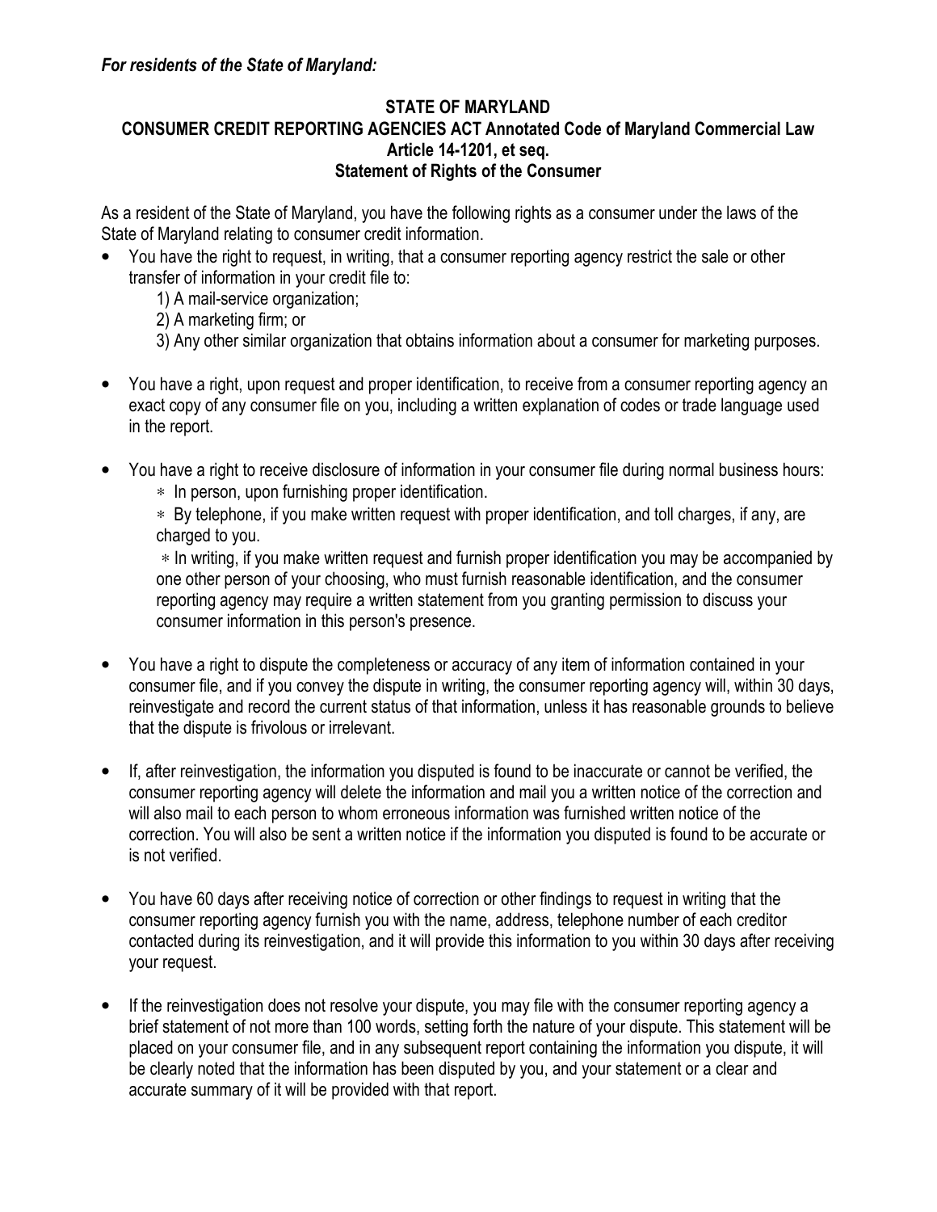*For residents of the State of Maryland:*

**STATE OF MARYLAND**
**CONSUMER CREDIT REPORTING AGENCIES ACT Annotated Code of Maryland Commercial Law Article 14-1201, et seq.**
**Statement of Rights of the Consumer**

As a resident of the State of Maryland, you have the following rights as a consumer under the laws of the State of Maryland relating to consumer credit information.

- You have the right to request, in writing, that a consumer reporting agency restrict the sale or other transfer of information in your credit file to:
  1) A mail-service organization;
  2) A marketing firm; or
  3) Any other similar organization that obtains information about a consumer for marketing purposes.

- You have a right, upon request and proper identification, to receive from a consumer reporting agency an exact copy of any consumer file on you, including a written explanation of codes or trade language used in the report.

- You have a right to receive disclosure of information in your consumer file during normal business hours:
  - In person, upon furnishing proper identification.
  - By telephone, if you make written request with proper identification, and toll charges, if any, are charged to you.
  - In writing, if you make written request and furnish proper identification you may be accompanied by one other person of your choosing, who must furnish reasonable identification, and the consumer reporting agency may require a written statement from you granting permission to discuss your consumer information in this person's presence.

- You have a right to dispute the completeness or accuracy of any item of information contained in your consumer file, and if you convey the dispute in writing, the consumer reporting agency will, within 30 days, reinvestigate and record the current status of that information, unless it has reasonable grounds to believe that the dispute is frivolous or irrelevant.

- If, after reinvestigation, the information you disputed is found to be inaccurate or cannot be verified, the consumer reporting agency will delete the information and mail you a written notice of the correction and will also mail to each person to whom erroneous information was furnished written notice of the correction. You will also be sent a written notice if the information you disputed is found to be accurate or is not verified.

- You have 60 days after receiving notice of correction or other findings to request in writing that the consumer reporting agency furnish you with the name, address, telephone number of each creditor contacted during its reinvestigation, and it will provide this information to you within 30 days after receiving your request.

- If the reinvestigation does not resolve your dispute, you may file with the consumer reporting agency a brief statement of not more than 100 words, setting forth the nature of your dispute. This statement will be placed on your consumer file, and in any subsequent report containing the information you dispute, it will be clearly noted that the information has been disputed by you, and your statement or a clear and accurate summary of it will be provided with that report.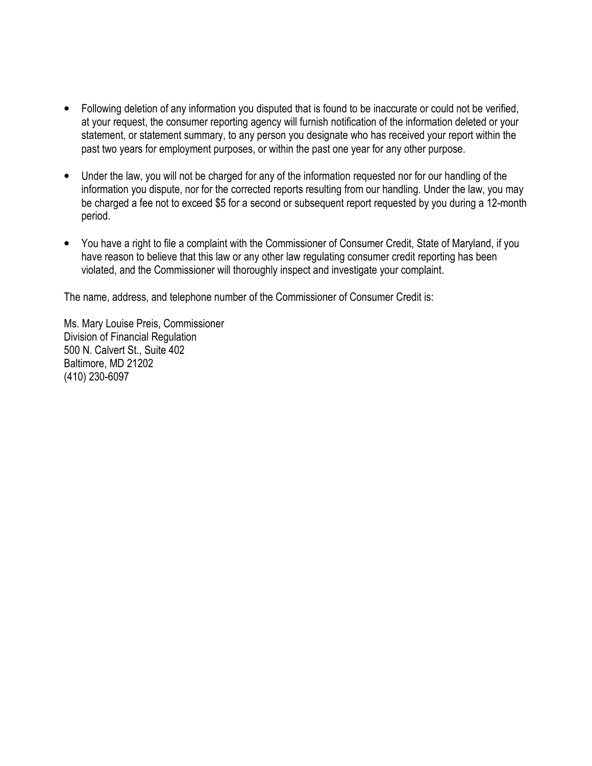- Following deletion of any information you disputed that is found to be inaccurate or could not be verified, at your request, the consumer reporting agency will furnish notification of the information deleted or your statement, or statement summary, to any person you designate who has received your report within the past two years for employment purposes, or within the past one year for any other purpose.

- Under the law, you will not be charged for any of the information requested nor for our handling of the information you dispute, nor for the corrected reports resulting from our handling. Under the law, you may be charged a fee not to exceed $5 for a second or subsequent report requested by you during a 12-month period.

- You have a right to file a complaint with the Commissioner of Consumer Credit, State of Maryland, if you have reason to believe that this law or any other law regulating consumer credit reporting has been violated, and the Commissioner will thoroughly inspect and investigate your complaint.

The name, address, and telephone number of the Commissioner of Consumer Credit is:

Ms. Mary Louise Preis, Commissioner  
Division of Financial Regulation  
500 N. Calvert St., Suite 402  
Baltimore, MD 21202  
(410) 230-6097